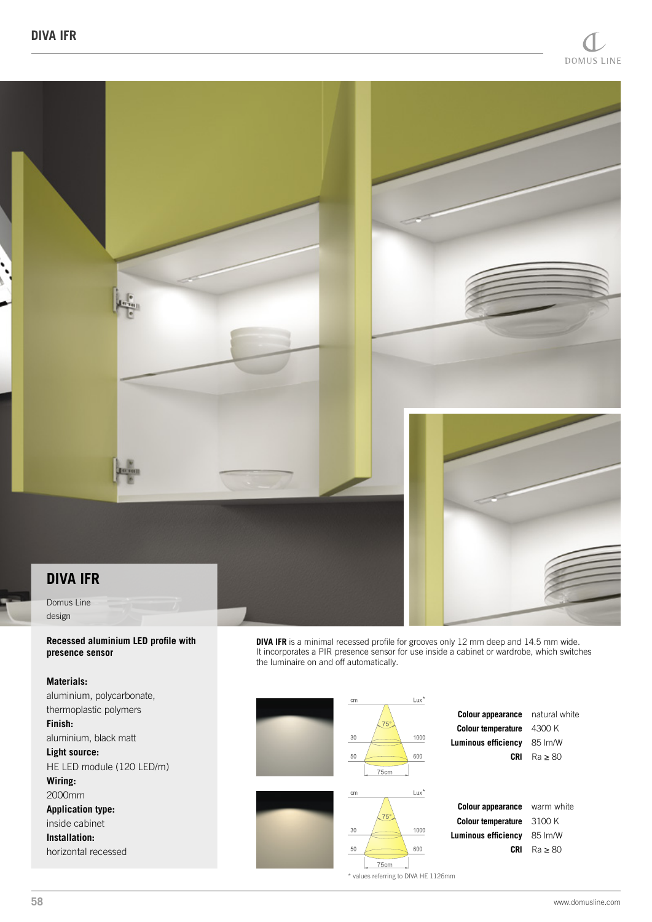# DIVA IFR

Domus Line
design

**Recessed aluminium LED profile with presence sensor**

**Materials:**
aluminium, polycarbonate,
thermoplastic polymers

**Finish:**
aluminium, black matt

**Light source:**
HE LED module (120 LED/m)

**Wiring:**
2000mm

**Application type:**
inside cabinet

**Installation:**
horizontal recessed

**DIVA IFR** is a minimal recessed profile for grooves only 12 mm deep and 14.5 mm wide. It incorporates a PIR presence sensor for use inside a cabinet or wardrobe, which switches the luminaire on and off automatically.

| cm | Lux* |
|---|---|
| 30 | 1000 |
| 50 | 600 |

75° — 75cm

| | |
|---|---|
| **Colour appearance** | natural white |
| **Colour temperature** | 4300 K |
| **Luminous efficiency** | 85 lm/W |
| **CRI** | Ra ≥ 80 |

| cm | Lux* |
|---|---|
| 30 | 1000 |
| 50 | 600 |

75° — 75cm

| | |
|---|---|
| **Colour appearance** | warm white |
| **Colour temperature** | 3100 K |
| **Luminous efficiency** | 85 lm/W |
| **CRI** | Ra ≥ 80 |

* values referring to DIVA HE 1126mm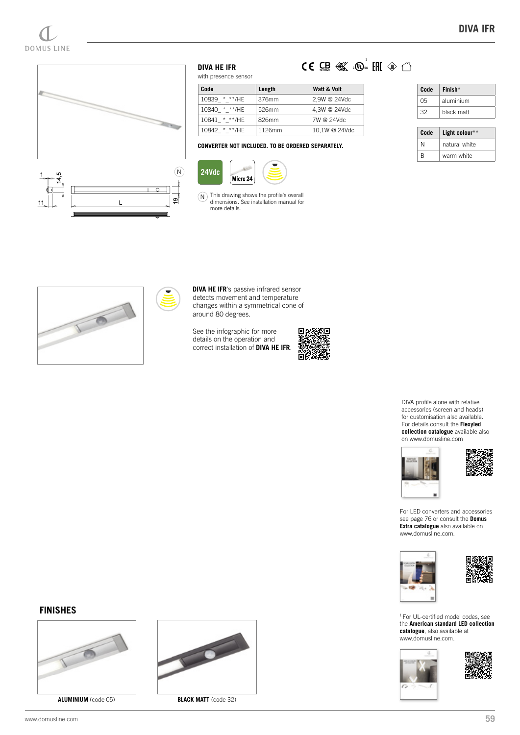# DIVA IFR

## DIVA HE IFR

with presence sensor

| Code | Length | Watt & Volt |
|---|---|---|
| 10839_ *_**/HE | 376mm | 2,9W @ 24Vdc |
| 10840_ *_**/HE | 526mm | 4,3W @ 24Vdc |
| 10841_ *_**/HE | 826mm | 7W @ 24Vdc |
| 10842_ *_**/HE | 1126mm | 10,1W @ 24Vdc |

**CONVERTER NOT INCLUDED. TO BE ORDERED SEPARATELY.**

24Vdc

Micro 24

(N) This drawing shows the profile's overall dimensions. See installation manual for more details.

| Code | Finish* |
|---|---|
| 05 | aluminium |
| 32 | black matt |

| Code | Light colour** |
|---|---|
| N | natural white |
| B | warm white |

**DIVA HE IFR**'s passive infrared sensor detects movement and temperature changes within a symmetrical cone of around 80 degrees.

See the infographic for more details on the operation and correct installation of **DIVA HE IFR**.

DIVA profile alone with relative accessories (screen and heads) for customisation also available. For details consult the **Flexyled collection catalogue** available also on www.domusline.com

For LED converters and accessories see page 76 or consult the **Domus Extra catalogue** also available on www.domusline.com.

[1] For UL-certified model codes, see the **American standard LED collection catalogue**, also available at www.domusline.com.

## FINISHES

**ALUMINIUM** (code 05)

**BLACK MATT** (code 32)